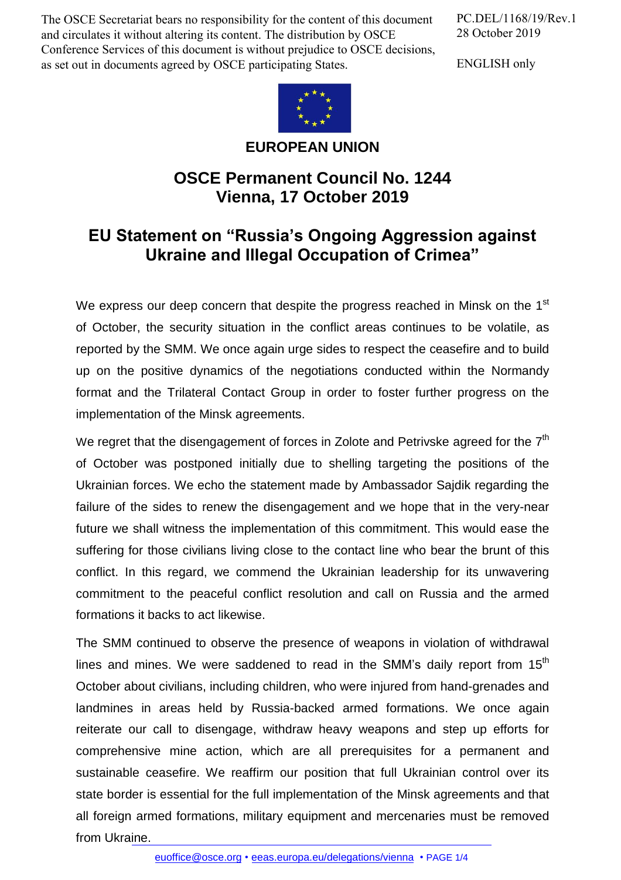The OSCE Secretariat bears no responsibility for the content of this document and circulates it without altering its content. The distribution by OSCE Conference Services of this document is without prejudice to OSCE decisions, as set out in documents agreed by OSCE participating States.

PC.DEL/1168/19/Rev.1
28 October 2019

ENGLISH only

**EUROPEAN UNION**

## OSCE Permanent Council No. 1244
## Vienna, 17 October 2019

# EU Statement on "Russia's Ongoing Aggression against Ukraine and Illegal Occupation of Crimea"

We express our deep concern that despite the progress reached in Minsk on the 1st of October, the security situation in the conflict areas continues to be volatile, as reported by the SMM. We once again urge sides to respect the ceasefire and to build up on the positive dynamics of the negotiations conducted within the Normandy format and the Trilateral Contact Group in order to foster further progress on the implementation of the Minsk agreements.

We regret that the disengagement of forces in Zolote and Petrivske agreed for the 7th of October was postponed initially due to shelling targeting the positions of the Ukrainian forces. We echo the statement made by Ambassador Sajdik regarding the failure of the sides to renew the disengagement and we hope that in the very-near future we shall witness the implementation of this commitment. This would ease the suffering for those civilians living close to the contact line who bear the brunt of this conflict. In this regard, we commend the Ukrainian leadership for its unwavering commitment to the peaceful conflict resolution and call on Russia and the armed formations it backs to act likewise.

The SMM continued to observe the presence of weapons in violation of withdrawal lines and mines. We were saddened to read in the SMM's daily report from 15th October about civilians, including children, who were injured from hand-grenades and landmines in areas held by Russia-backed armed formations. We once again reiterate our call to disengage, withdraw heavy weapons and step up efforts for comprehensive mine action, which are all prerequisites for a permanent and sustainable ceasefire. We reaffirm our position that full Ukrainian control over its state border is essential for the full implementation of the Minsk agreements and that all foreign armed formations, military equipment and mercenaries must be removed from Ukraine.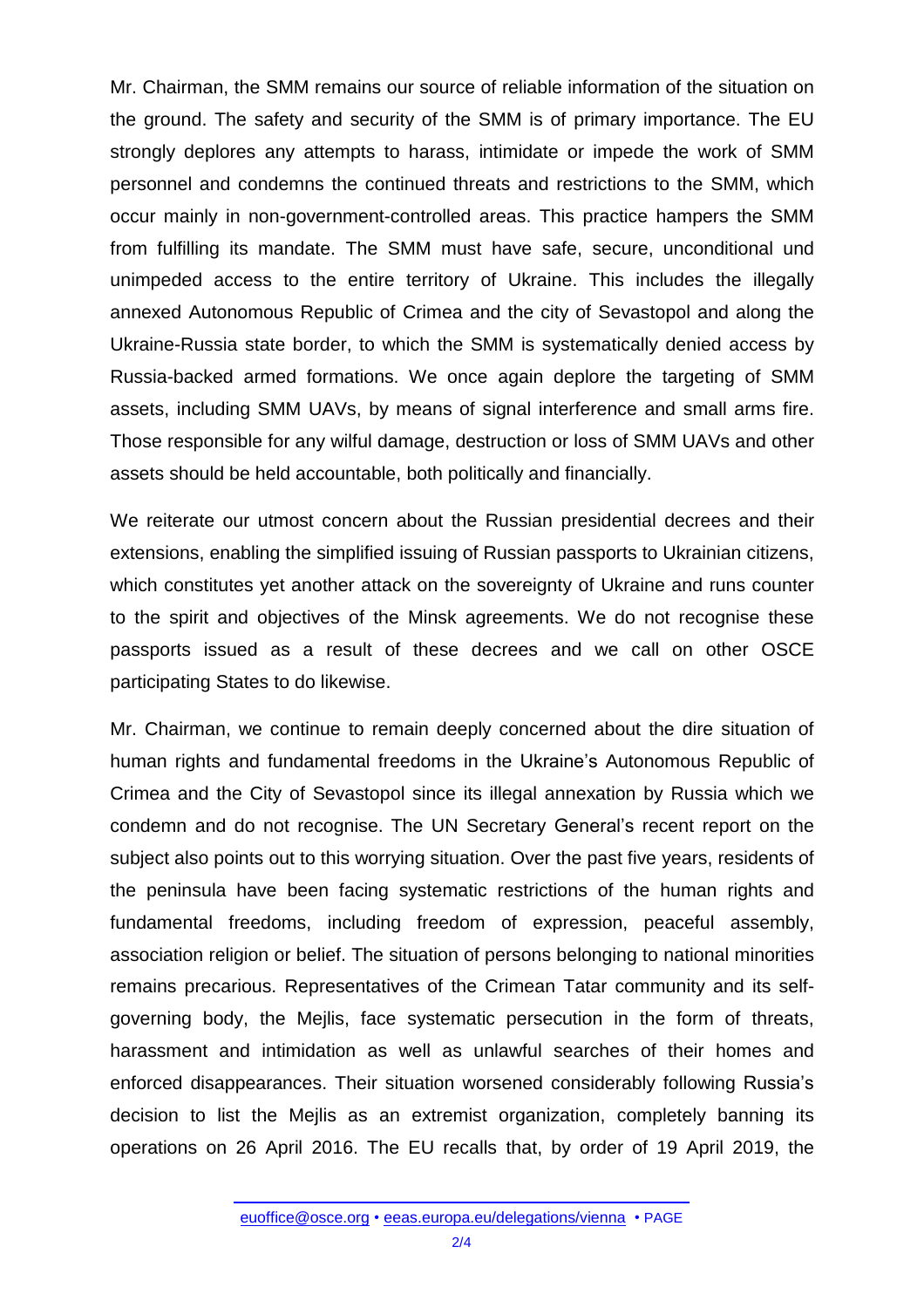Mr. Chairman, the SMM remains our source of reliable information of the situation on the ground. The safety and security of the SMM is of primary importance. The EU strongly deplores any attempts to harass, intimidate or impede the work of SMM personnel and condemns the continued threats and restrictions to the SMM, which occur mainly in non-government-controlled areas. This practice hampers the SMM from fulfilling its mandate. The SMM must have safe, secure, unconditional und unimpeded access to the entire territory of Ukraine. This includes the illegally annexed Autonomous Republic of Crimea and the city of Sevastopol and along the Ukraine-Russia state border, to which the SMM is systematically denied access by Russia-backed armed formations. We once again deplore the targeting of SMM assets, including SMM UAVs, by means of signal interference and small arms fire. Those responsible for any wilful damage, destruction or loss of SMM UAVs and other assets should be held accountable, both politically and financially.

We reiterate our utmost concern about the Russian presidential decrees and their extensions, enabling the simplified issuing of Russian passports to Ukrainian citizens, which constitutes yet another attack on the sovereignty of Ukraine and runs counter to the spirit and objectives of the Minsk agreements. We do not recognise these passports issued as a result of these decrees and we call on other OSCE participating States to do likewise.

Mr. Chairman, we continue to remain deeply concerned about the dire situation of human rights and fundamental freedoms in the Ukraine's Autonomous Republic of Crimea and the City of Sevastopol since its illegal annexation by Russia which we condemn and do not recognise. The UN Secretary General's recent report on the subject also points out to this worrying situation. Over the past five years, residents of the peninsula have been facing systematic restrictions of the human rights and fundamental freedoms, including freedom of expression, peaceful assembly, association religion or belief. The situation of persons belonging to national minorities remains precarious. Representatives of the Crimean Tatar community and its self-governing body, the Mejlis, face systematic persecution in the form of threats, harassment and intimidation as well as unlawful searches of their homes and enforced disappearances. Their situation worsened considerably following Russia's decision to list the Mejlis as an extremist organization, completely banning its operations on 26 April 2016. The EU recalls that, by order of 19 April 2019, the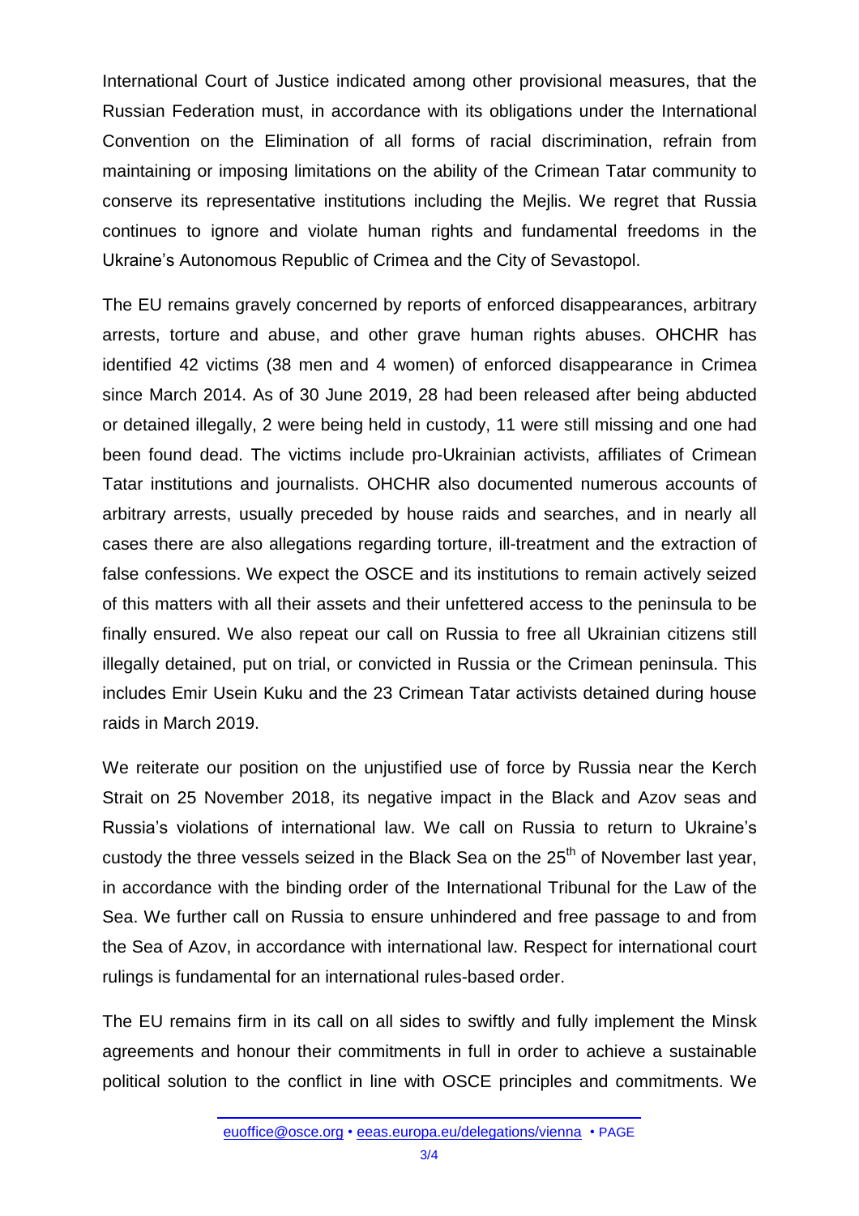International Court of Justice indicated among other provisional measures, that the Russian Federation must, in accordance with its obligations under the International Convention on the Elimination of all forms of racial discrimination, refrain from maintaining or imposing limitations on the ability of the Crimean Tatar community to conserve its representative institutions including the Mejlis. We regret that Russia continues to ignore and violate human rights and fundamental freedoms in the Ukraine's Autonomous Republic of Crimea and the City of Sevastopol.

The EU remains gravely concerned by reports of enforced disappearances, arbitrary arrests, torture and abuse, and other grave human rights abuses. OHCHR has identified 42 victims (38 men and 4 women) of enforced disappearance in Crimea since March 2014. As of 30 June 2019, 28 had been released after being abducted or detained illegally, 2 were being held in custody, 11 were still missing and one had been found dead. The victims include pro-Ukrainian activists, affiliates of Crimean Tatar institutions and journalists. OHCHR also documented numerous accounts of arbitrary arrests, usually preceded by house raids and searches, and in nearly all cases there are also allegations regarding torture, ill-treatment and the extraction of false confessions. We expect the OSCE and its institutions to remain actively seized of this matters with all their assets and their unfettered access to the peninsula to be finally ensured. We also repeat our call on Russia to free all Ukrainian citizens still illegally detained, put on trial, or convicted in Russia or the Crimean peninsula. This includes Emir Usein Kuku and the 23 Crimean Tatar activists detained during house raids in March 2019.

We reiterate our position on the unjustified use of force by Russia near the Kerch Strait on 25 November 2018, its negative impact in the Black and Azov seas and Russia's violations of international law. We call on Russia to return to Ukraine's custody the three vessels seized in the Black Sea on the 25th of November last year, in accordance with the binding order of the International Tribunal for the Law of the Sea. We further call on Russia to ensure unhindered and free passage to and from the Sea of Azov, in accordance with international law. Respect for international court rulings is fundamental for an international rules-based order.

The EU remains firm in its call on all sides to swiftly and fully implement the Minsk agreements and honour their commitments in full in order to achieve a sustainable political solution to the conflict in line with OSCE principles and commitments. We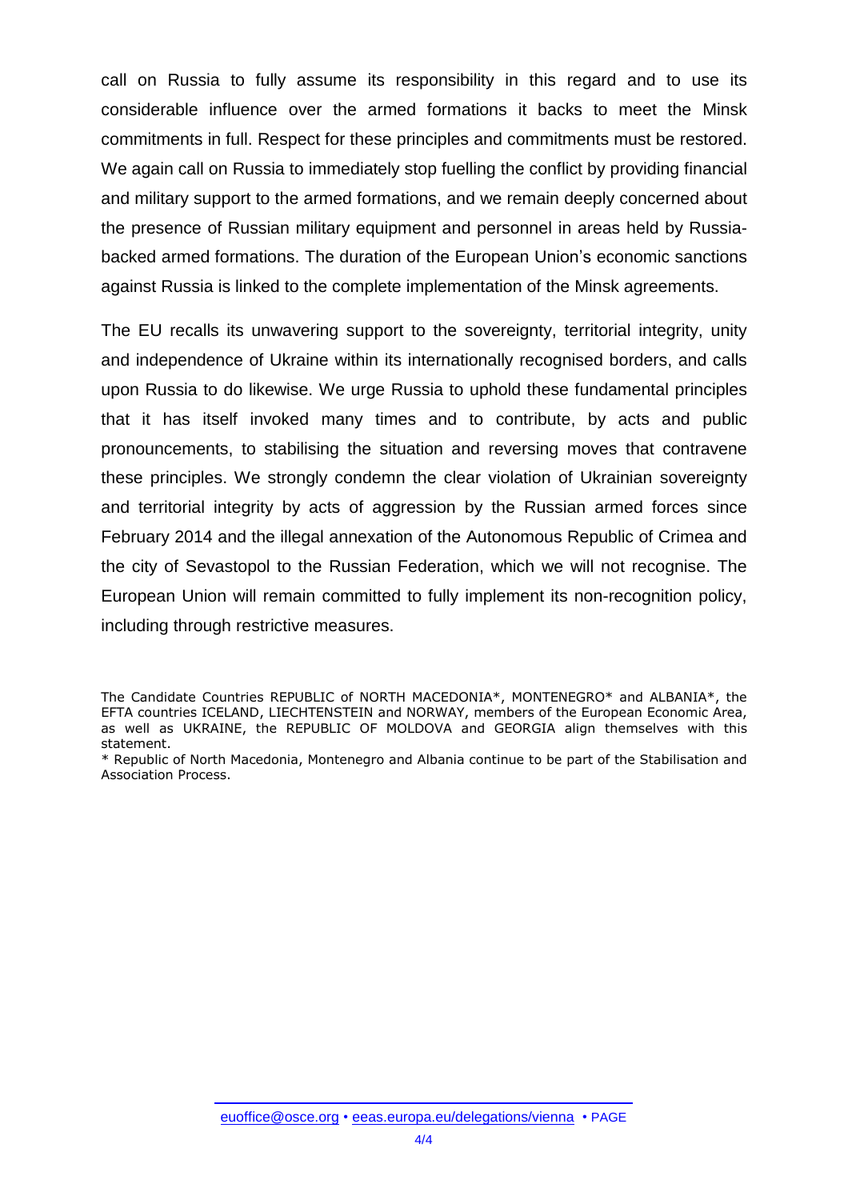call on Russia to fully assume its responsibility in this regard and to use its considerable influence over the armed formations it backs to meet the Minsk commitments in full. Respect for these principles and commitments must be restored. We again call on Russia to immediately stop fuelling the conflict by providing financial and military support to the armed formations, and we remain deeply concerned about the presence of Russian military equipment and personnel in areas held by Russia-backed armed formations. The duration of the European Union's economic sanctions against Russia is linked to the complete implementation of the Minsk agreements.

The EU recalls its unwavering support to the sovereignty, territorial integrity, unity and independence of Ukraine within its internationally recognised borders, and calls upon Russia to do likewise. We urge Russia to uphold these fundamental principles that it has itself invoked many times and to contribute, by acts and public pronouncements, to stabilising the situation and reversing moves that contravene these principles. We strongly condemn the clear violation of Ukrainian sovereignty and territorial integrity by acts of aggression by the Russian armed forces since February 2014 and the illegal annexation of the Autonomous Republic of Crimea and the city of Sevastopol to the Russian Federation, which we will not recognise. The European Union will remain committed to fully implement its non-recognition policy, including through restrictive measures.

The Candidate Countries REPUBLIC of NORTH MACEDONIA*, MONTENEGRO* and ALBANIA*, the EFTA countries ICELAND, LIECHTENSTEIN and NORWAY, members of the European Economic Area, as well as UKRAINE, the REPUBLIC OF MOLDOVA and GEORGIA align themselves with this statement.

* Republic of North Macedonia, Montenegro and Albania continue to be part of the Stabilisation and Association Process.

euoffice@osce.org • eeas.europa.eu/delegations/vienna